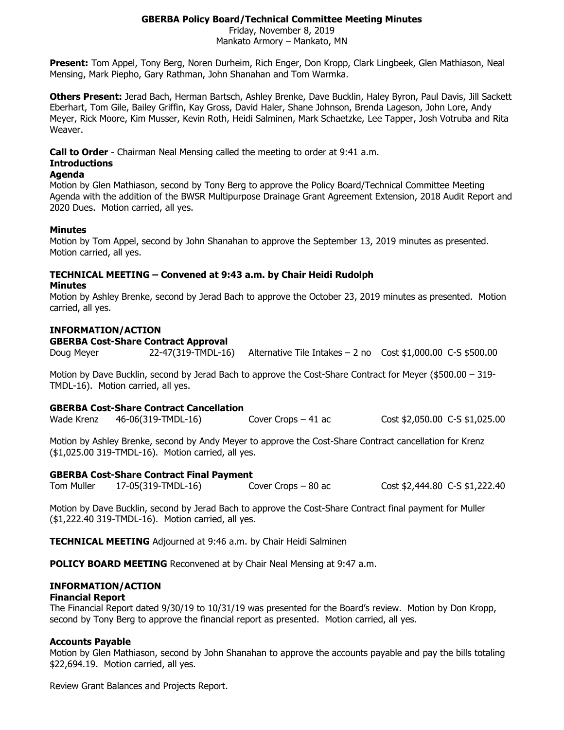# GBERBA Policy Board/Technical Committee Meeting Minutes

Friday, November 8, 2019
Mankato Armory – Mankato, MN

**Present:** Tom Appel, Tony Berg, Noren Durheim, Rich Enger, Don Kropp, Clark Lingbeek, Glen Mathiason, Neal Mensing, Mark Piepho, Gary Rathman, John Shanahan and Tom Warmka.

**Others Present:** Jerad Bach, Herman Bartsch, Ashley Brenke, Dave Bucklin, Haley Byron, Paul Davis, Jill Sackett Eberhart, Tom Gile, Bailey Griffin, Kay Gross, David Haler, Shane Johnson, Brenda Lageson, John Lore, Andy Meyer, Rick Moore, Kim Musser, Kevin Roth, Heidi Salminen, Mark Schaetzke, Lee Tapper, Josh Votruba and Rita Weaver.

**Call to Order** - Chairman Neal Mensing called the meeting to order at 9:41 a.m.

**Introductions**

**Agenda**

Motion by Glen Mathiason, second by Tony Berg to approve the Policy Board/Technical Committee Meeting Agenda with the addition of the BWSR Multipurpose Drainage Grant Agreement Extension, 2018 Audit Report and 2020 Dues. Motion carried, all yes.

**Minutes**

Motion by Tom Appel, second by John Shanahan to approve the September 13, 2019 minutes as presented. Motion carried, all yes.

**TECHNICAL MEETING – Convened at 9:43 a.m. by Chair Heidi Rudolph**

**Minutes**

Motion by Ashley Brenke, second by Jerad Bach to approve the October 23, 2019 minutes as presented. Motion carried, all yes.

**INFORMATION/ACTION**

**GBERBA Cost-Share Contract Approval**

| | | | | |
|---|---|---|---|---|
| Doug Meyer | 22-47(319-TMDL-16) | Alternative Tile Intakes – 2 no | Cost $1,000.00 | C-S $500.00 |

Motion by Dave Bucklin, second by Jerad Bach to approve the Cost-Share Contract for Meyer ($500.00 – 319-TMDL-16). Motion carried, all yes.

**GBERBA Cost-Share Contract Cancellation**

| | | | | |
|---|---|---|---|---|
| Wade Krenz | 46-06(319-TMDL-16) | Cover Crops – 41 ac | Cost $2,050.00 | C-S $1,025.00 |

Motion by Ashley Brenke, second by Andy Meyer to approve the Cost-Share Contract cancellation for Krenz ($1,025.00 319-TMDL-16). Motion carried, all yes.

**GBERBA Cost-Share Contract Final Payment**

| | | | | |
|---|---|---|---|---|
| Tom Muller | 17-05(319-TMDL-16) | Cover Crops – 80 ac | Cost $2,444.80 | C-S $1,222.40 |

Motion by Dave Bucklin, second by Jerad Bach to approve the Cost-Share Contract final payment for Muller ($1,222.40 319-TMDL-16). Motion carried, all yes.

**TECHNICAL MEETING** Adjourned at 9:46 a.m. by Chair Heidi Salminen

**POLICY BOARD MEETING** Reconvened at by Chair Neal Mensing at 9:47 a.m.

**INFORMATION/ACTION**

**Financial Report**

The Financial Report dated 9/30/19 to 10/31/19 was presented for the Board's review. Motion by Don Kropp, second by Tony Berg to approve the financial report as presented. Motion carried, all yes.

**Accounts Payable**

Motion by Glen Mathiason, second by John Shanahan to approve the accounts payable and pay the bills totaling $22,694.19. Motion carried, all yes.

Review Grant Balances and Projects Report.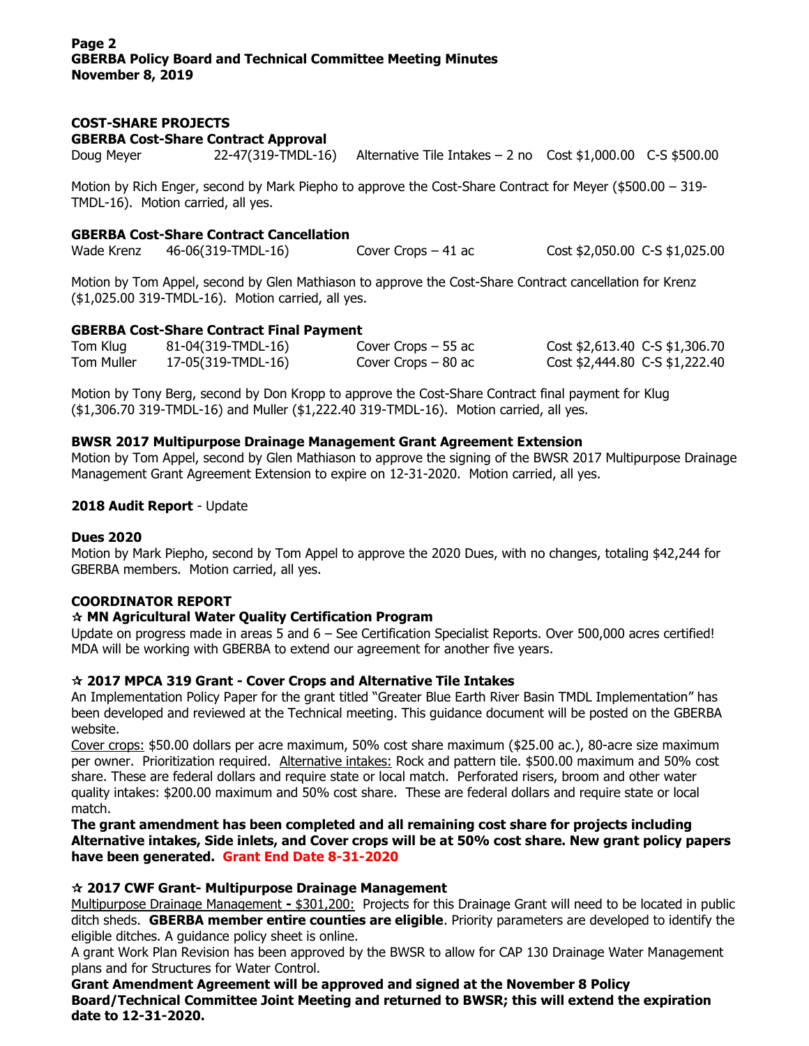**COST-SHARE PROJECTS**

**GBERBA Cost-Share Contract Approval**

| | | | | |
|---|---|---|---|---|
| Doug Meyer | 22-47(319-TMDL-16) | Alternative Tile Intakes – 2 no | Cost $1,000.00 | C-S $500.00 |

Motion by Rich Enger, second by Mark Piepho to approve the Cost-Share Contract for Meyer ($500.00 – 319-TMDL-16). Motion carried, all yes.

**GBERBA Cost-Share Contract Cancellation**

| | | | | |
|---|---|---|---|---|
| Wade Krenz | 46-06(319-TMDL-16) | Cover Crops – 41 ac | Cost $2,050.00 | C-S $1,025.00 |

Motion by Tom Appel, second by Glen Mathiason to approve the Cost-Share Contract cancellation for Krenz ($1,025.00 319-TMDL-16). Motion carried, all yes.

**GBERBA Cost-Share Contract Final Payment**

| | | | | |
|---|---|---|---|---|
| Tom Klug | 81-04(319-TMDL-16) | Cover Crops – 55 ac | Cost $2,613.40 | C-S $1,306.70 |
| Tom Muller | 17-05(319-TMDL-16) | Cover Crops – 80 ac | Cost $2,444.80 | C-S $1,222.40 |

Motion by Tony Berg, second by Don Kropp to approve the Cost-Share Contract final payment for Klug ($1,306.70 319-TMDL-16) and Muller ($1,222.40 319-TMDL-16). Motion carried, all yes.

**BWSR 2017 Multipurpose Drainage Management Grant Agreement Extension**

Motion by Tom Appel, second by Glen Mathiason to approve the signing of the BWSR 2017 Multipurpose Drainage Management Grant Agreement Extension to expire on 12-31-2020. Motion carried, all yes.

**2018 Audit Report** - Update

**Dues 2020**

Motion by Mark Piepho, second by Tom Appel to approve the 2020 Dues, with no changes, totaling $42,244 for GBERBA members. Motion carried, all yes.

**COORDINATOR REPORT**

**☆ MN Agricultural Water Quality Certification Program**

Update on progress made in areas 5 and 6 – See Certification Specialist Reports. Over 500,000 acres certified! MDA will be working with GBERBA to extend our agreement for another five years.

**☆ 2017 MPCA 319 Grant - Cover Crops and Alternative Tile Intakes**

An Implementation Policy Paper for the grant titled "Greater Blue Earth River Basin TMDL Implementation" has been developed and reviewed at the Technical meeting. This guidance document will be posted on the GBERBA website.

Cover crops: $50.00 dollars per acre maximum, 50% cost share maximum ($25.00 ac.), 80-acre size maximum per owner. Prioritization required. Alternative intakes: Rock and pattern tile. $500.00 maximum and 50% cost share. These are federal dollars and require state or local match. Perforated risers, broom and other water quality intakes: $200.00 maximum and 50% cost share. These are federal dollars and require state or local match.

**The grant amendment has been completed and all remaining cost share for projects including Alternative intakes, Side inlets, and Cover crops will be at 50% cost share. New grant policy papers have been generated. Grant End Date 8-31-2020**

**☆ 2017 CWF Grant- Multipurpose Drainage Management**

Multipurpose Drainage Management - $301,200: Projects for this Drainage Grant will need to be located in public ditch sheds. **GBERBA member entire counties are eligible**. Priority parameters are developed to identify the eligible ditches. A guidance policy sheet is online.

A grant Work Plan Revision has been approved by the BWSR to allow for CAP 130 Drainage Water Management plans and for Structures for Water Control.

**Grant Amendment Agreement will be approved and signed at the November 8 Policy Board/Technical Committee Joint Meeting and returned to BWSR; this will extend the expiration date to 12-31-2020.**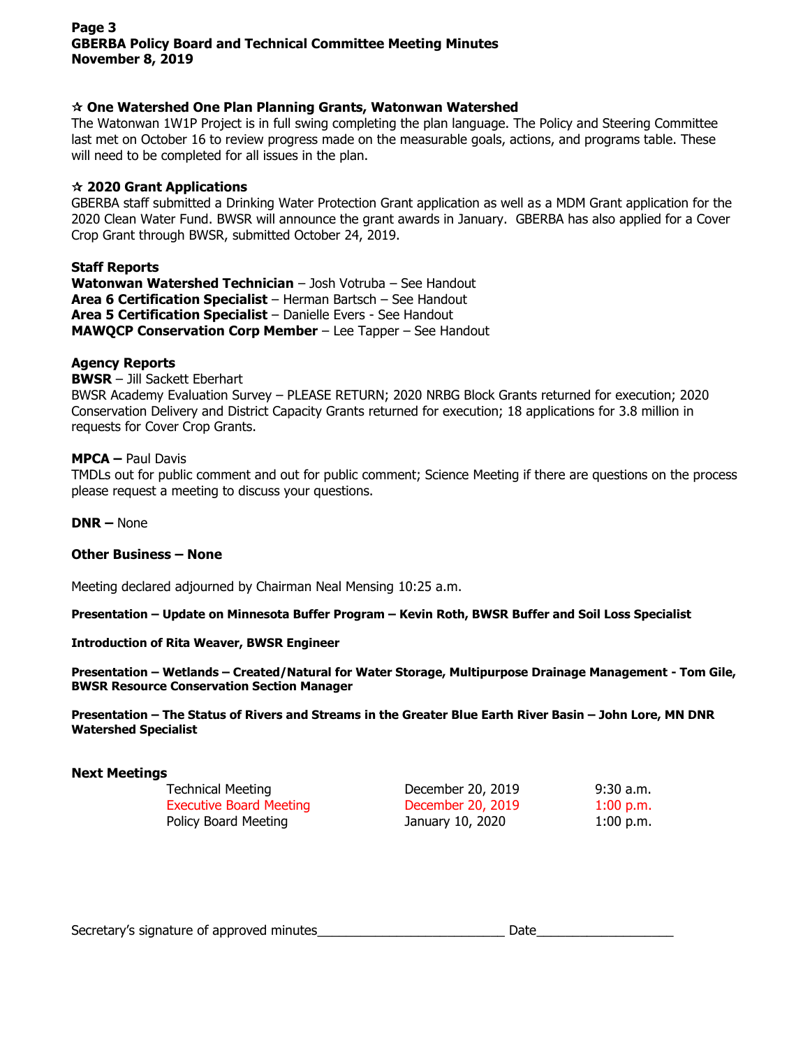### ☆ One Watershed One Plan Planning Grants, Watonwan Watershed

The Watonwan 1W1P Project is in full swing completing the plan language. The Policy and Steering Committee last met on October 16 to review progress made on the measurable goals, actions, and programs table. These will need to be completed for all issues in the plan.

### ☆ 2020 Grant Applications

GBERBA staff submitted a Drinking Water Protection Grant application as well as a MDM Grant application for the 2020 Clean Water Fund. BWSR will announce the grant awards in January. GBERBA has also applied for a Cover Crop Grant through BWSR, submitted October 24, 2019.

### Staff Reports

**Watonwan Watershed Technician** – Josh Votruba – See Handout
**Area 6 Certification Specialist** – Herman Bartsch – See Handout
**Area 5 Certification Specialist** – Danielle Evers - See Handout
**MAWQCP Conservation Corp Member** – Lee Tapper – See Handout

### Agency Reports

**BWSR** – Jill Sackett Eberhart
BWSR Academy Evaluation Survey – PLEASE RETURN; 2020 NRBG Block Grants returned for execution; 2020 Conservation Delivery and District Capacity Grants returned for execution; 18 applications for 3.8 million in requests for Cover Crop Grants.

**MPCA –** Paul Davis
TMDLs out for public comment and out for public comment; Science Meeting if there are questions on the process please request a meeting to discuss your questions.

**DNR –** None

### Other Business – None

Meeting declared adjourned by Chairman Neal Mensing 10:25 a.m.

**Presentation – Update on Minnesota Buffer Program – Kevin Roth, BWSR Buffer and Soil Loss Specialist**

**Introduction of Rita Weaver, BWSR Engineer**

**Presentation – Wetlands – Created/Natural for Water Storage, Multipurpose Drainage Management - Tom Gile, BWSR Resource Conservation Section Manager**

**Presentation – The Status of Rivers and Streams in the Greater Blue Earth River Basin – John Lore, MN DNR Watershed Specialist**

### Next Meetings

| | | |
|---|---|---|
| Technical Meeting | December 20, 2019 | 9:30 a.m. |
| Executive Board Meeting | December 20, 2019 | 1:00 p.m. |
| Policy Board Meeting | January 10, 2020 | 1:00 p.m. |

Secretary's signature of approved minutes\_\_\_\_\_\_\_\_\_\_\_\_\_\_\_\_\_\_\_\_\_\_\_\_\_\_ Date\_\_\_\_\_\_\_\_\_\_\_\_\_\_\_\_\_\_\_